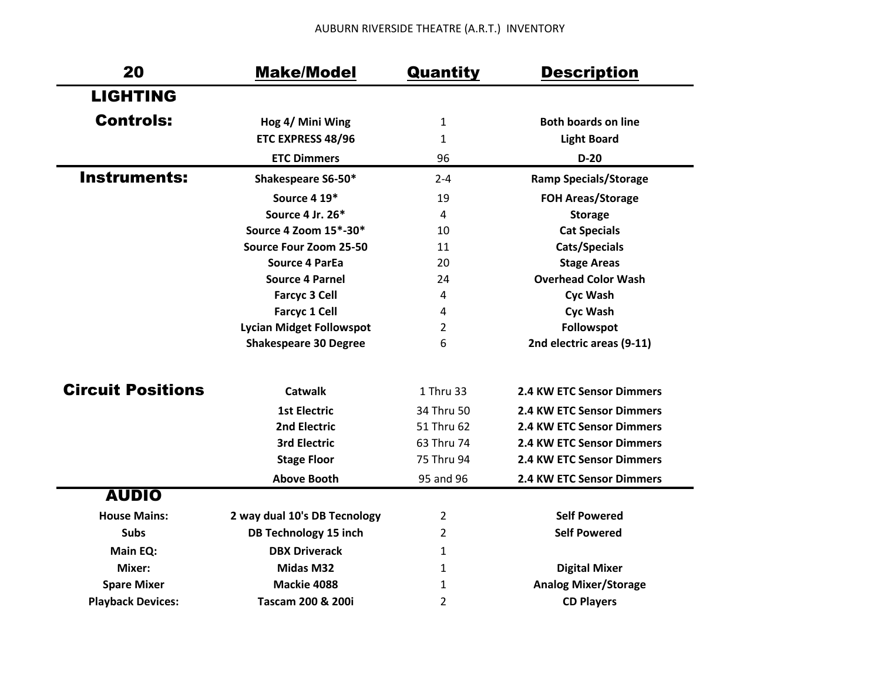AUBURN RIVERSIDE THEATRE (A.R.T.) INVENTORY

| 20 | Make/Model | Quantity | Description |
|---|---|---|---|
| **LIGHTING** | | | |
| **Controls:** | **Hog 4/ Mini Wing** | 1 | **Both boards on line** |
| | **ETC EXPRESS 48/96** | 1 | **Light Board** |
| | **ETC Dimmers** | 96 | **D-20** |
| **Instruments:** | **Shakespeare S6-50*** | 2-4 | **Ramp Specials/Storage** |
| | **Source 4 19*** | 19 | **FOH Areas/Storage** |
| | **Source 4 Jr. 26*** | 4 | **Storage** |
| | **Source 4 Zoom 15*-30*** | 10 | **Cat Specials** |
| | **Source Four Zoom 25-50** | 11 | **Cats/Specials** |
| | **Source 4 ParEa** | 20 | **Stage Areas** |
| | **Source 4 Parnel** | 24 | **Overhead Color Wash** |
| | **Farcyc 3 Cell** | 4 | **Cyc Wash** |
| | **Farcyc 1 Cell** | 4 | **Cyc Wash** |
| | **Lycian Midget Followspot** | 2 | **Followspot** |
| | **Shakespeare 30 Degree** | 6 | **2nd electric areas (9-11)** |
| **Circuit Positions** | **Catwalk** | 1 Thru 33 | **2.4 KW ETC Sensor Dimmers** |
| | **1st Electric** | 34 Thru 50 | **2.4 KW ETC Sensor Dimmers** |
| | **2nd Electric** | 51 Thru 62 | **2.4 KW ETC Sensor Dimmers** |
| | **3rd Electric** | 63 Thru 74 | **2.4 KW ETC Sensor Dimmers** |
| | **Stage Floor** | 75 Thru 94 | **2.4 KW ETC Sensor Dimmers** |
| | **Above Booth** | 95 and 96 | **2.4 KW ETC Sensor Dimmers** |
| **AUDIO** | | | |
| **House Mains:** | **2 way dual 10's DB Tecnology** | 2 | **Self Powered** |
| **Subs** | **DB Technology 15 inch** | 2 | **Self Powered** |
| **Main EQ:** | **DBX Driverack** | 1 | |
| **Mixer:** | **Midas M32** | 1 | **Digital Mixer** |
| **Spare Mixer** | **Mackie 4088** | 1 | **Analog Mixer/Storage** |
| **Playback Devices:** | **Tascam 200 & 200i** | 2 | **CD Players** |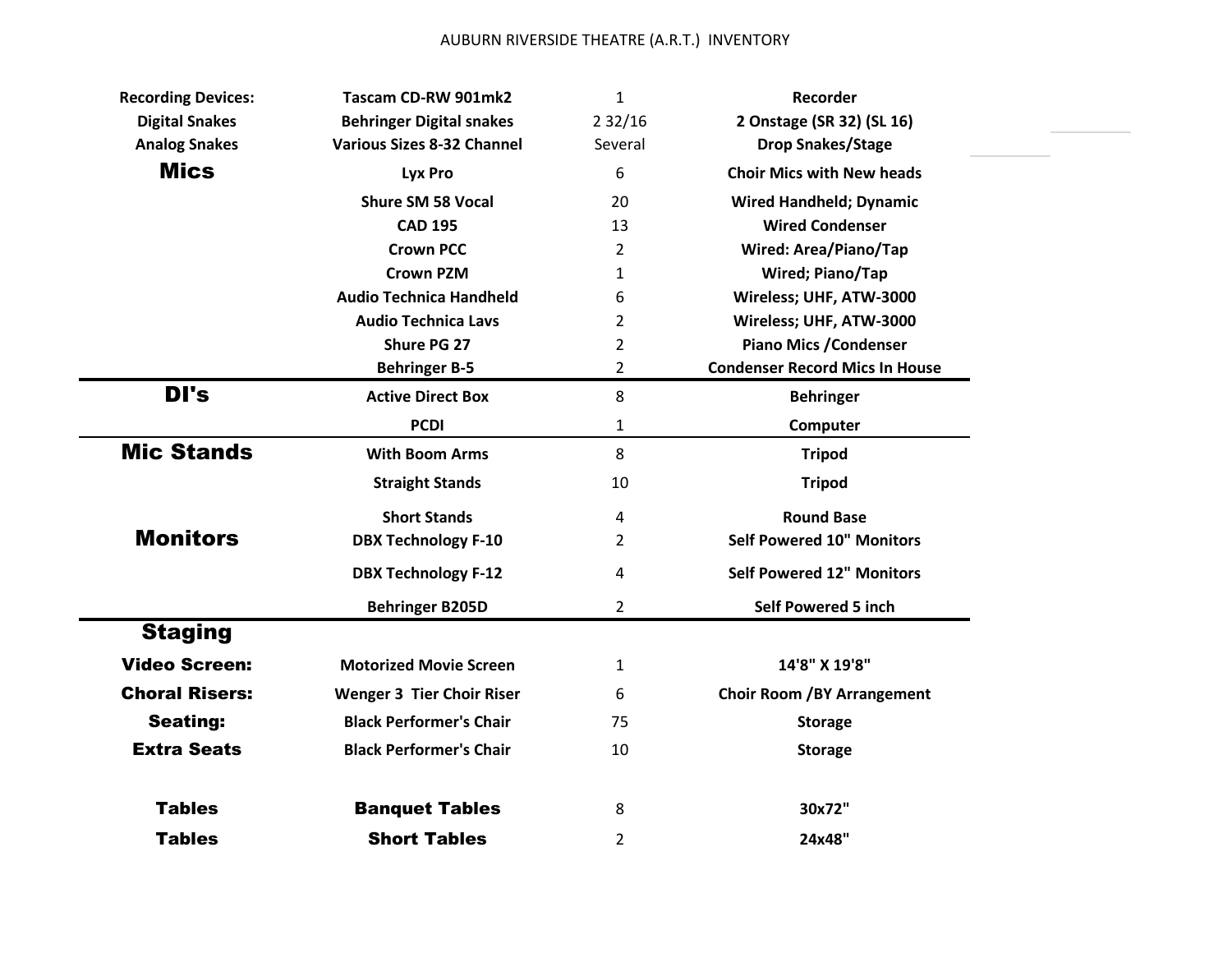# AUBURN RIVERSIDE THEATRE (A.R.T.) INVENTORY

| Category | Item | Quantity | Description |
|---|---|---|---|
| **Recording Devices:** | **Tascam CD-RW 901mk2** | 1 | **Recorder** |
| **Digital Snakes** | **Behringer Digital snakes** | 2 32/16 | **2 Onstage (SR 32) (SL 16)** |
| **Analog Snakes** | **Various Sizes 8-32 Channel** | Several | **Drop Snakes/Stage** |
| **Mics** | **Lyx Pro** | 6 | **Choir Mics with New heads** |
| | **Shure SM 58 Vocal** | 20 | **Wired Handheld; Dynamic** |
| | **CAD 195** | 13 | **Wired Condenser** |
| | **Crown PCC** | 2 | **Wired: Area/Piano/Tap** |
| | **Crown PZM** | 1 | **Wired; Piano/Tap** |
| | **Audio Technica Handheld** | 6 | **Wireless; UHF, ATW-3000** |
| | **Audio Technica Lavs** | 2 | **Wireless; UHF, ATW-3000** |
| | **Shure PG 27** | 2 | **Piano Mics /Condenser** |
| | **Behringer B-5** | 2 | **Condenser Record Mics In House** |
| **DI's** | **Active Direct Box** | 8 | **Behringer** |
| | **PCDI** | 1 | **Computer** |
| **Mic Stands** | **With Boom Arms** | 8 | **Tripod** |
| | **Straight Stands** | 10 | **Tripod** |
| | **Short Stands** | 4 | **Round Base** |
| **Monitors** | **DBX Technology F-10** | 2 | **Self Powered 10" Monitors** |
| | **DBX Technology F-12** | 4 | **Self Powered 12" Monitors** |
| | **Behringer B205D** | 2 | **Self Powered 5 inch** |
| **Staging** | | | |
| **Video Screen:** | **Motorized Movie Screen** | 1 | **14'8" X 19'8"** |
| **Choral Risers:** | **Wenger 3 Tier Choir Riser** | 6 | **Choir Room /BY Arrangement** |
| **Seating:** | **Black Performer's Chair** | 75 | **Storage** |
| **Extra Seats** | **Black Performer's Chair** | 10 | **Storage** |
| **Tables** | **Banquet Tables** | 8 | **30x72"** |
| **Tables** | **Short Tables** | 2 | **24x48"** |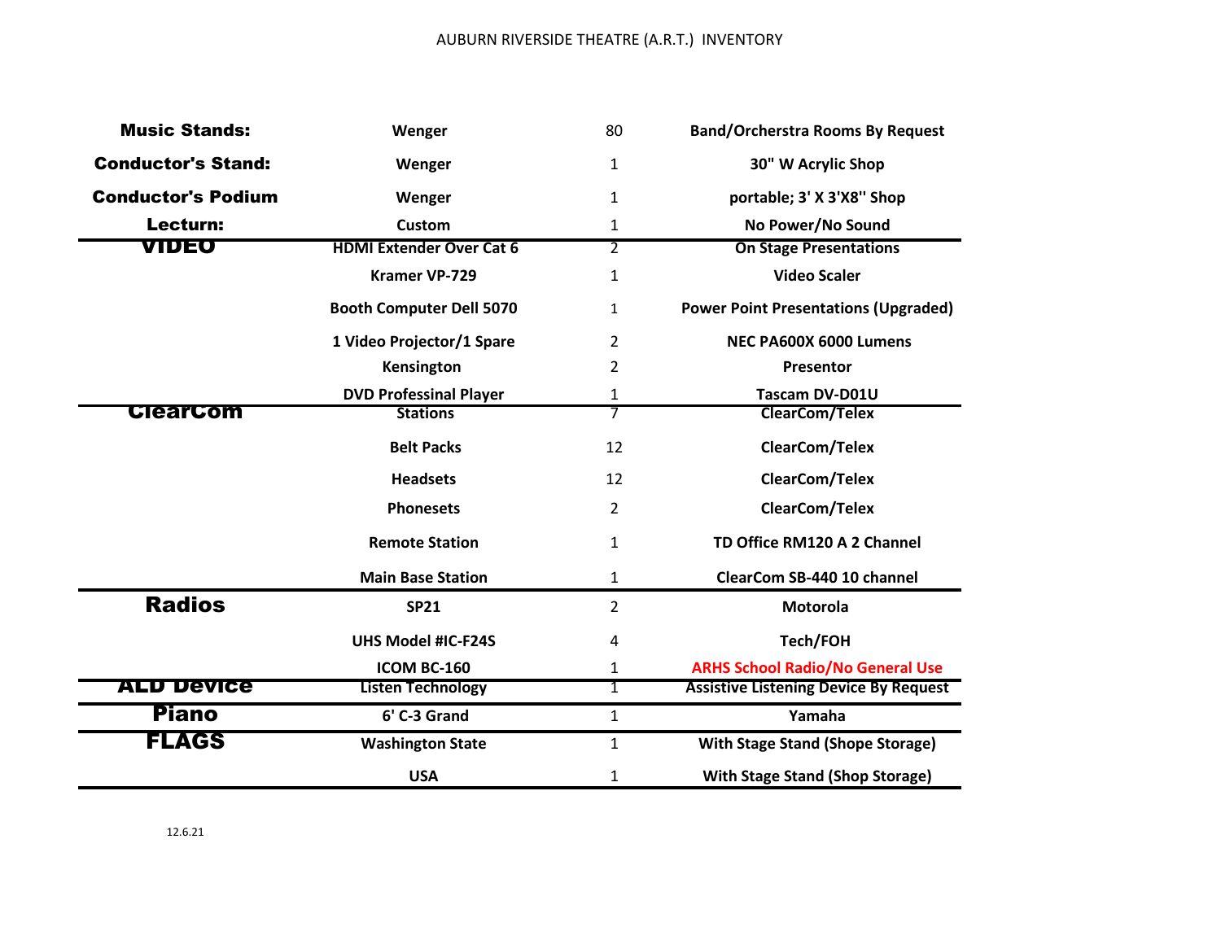AUBURN RIVERSIDE THEATRE (A.R.T.) INVENTORY

| | | | |
|---|---|---|---|
| **Music Stands:** | **Wenger** | 80 | **Band/Orcherstra Rooms By Request** |
| **Conductor's Stand:** | **Wenger** | 1 | **30" W Acrylic Shop** |
| **Conductor's Podium** | **Wenger** | 1 | **portable; 3' X 3'X8" Shop** |
| **Lecturn:** | **Custom** | 1 | **No Power/No Sound** |
| **VIDEO** | **HDMI Extender Over Cat 6** | 2 | **On Stage Presentations** |
| | **Kramer VP-729** | 1 | **Video Scaler** |
| | **Booth Computer Dell 5070** | 1 | **Power Point Presentations (Upgraded)** |
| | **1 Video Projector/1 Spare** | 2 | **NEC PA600X 6000 Lumens** |
| | **Kensington** | 2 | **Presentor** |
| | **DVD Professinal Player** | 1 | **Tascam DV-D01U** |
| **ClearCom** | **Stations** | 7 | **ClearCom/Telex** |
| | **Belt Packs** | 12 | **ClearCom/Telex** |
| | **Headsets** | 12 | **ClearCom/Telex** |
| | **Phonesets** | 2 | **ClearCom/Telex** |
| | **Remote Station** | 1 | **TD Office RM120 A 2 Channel** |
| | **Main Base Station** | 1 | **ClearCom SB-440 10 channel** |
| **Radios** | **SP21** | 2 | **Motorola** |
| | **UHS Model #IC-F24S** | 4 | **Tech/FOH** |
| | **ICOM BC-160** | 1 | **ARHS School Radio/No General Use** |
| **ALD Device** | **Listen Technology** | 1 | **Assistive Listening Device By Request** |
| **Piano** | **6' C-3 Grand** | 1 | **Yamaha** |
| **FLAGS** | **Washington State** | 1 | **With Stage Stand (Shope Storage)** |
| | **USA** | 1 | **With Stage Stand (Shop Storage)** |

12.6.21